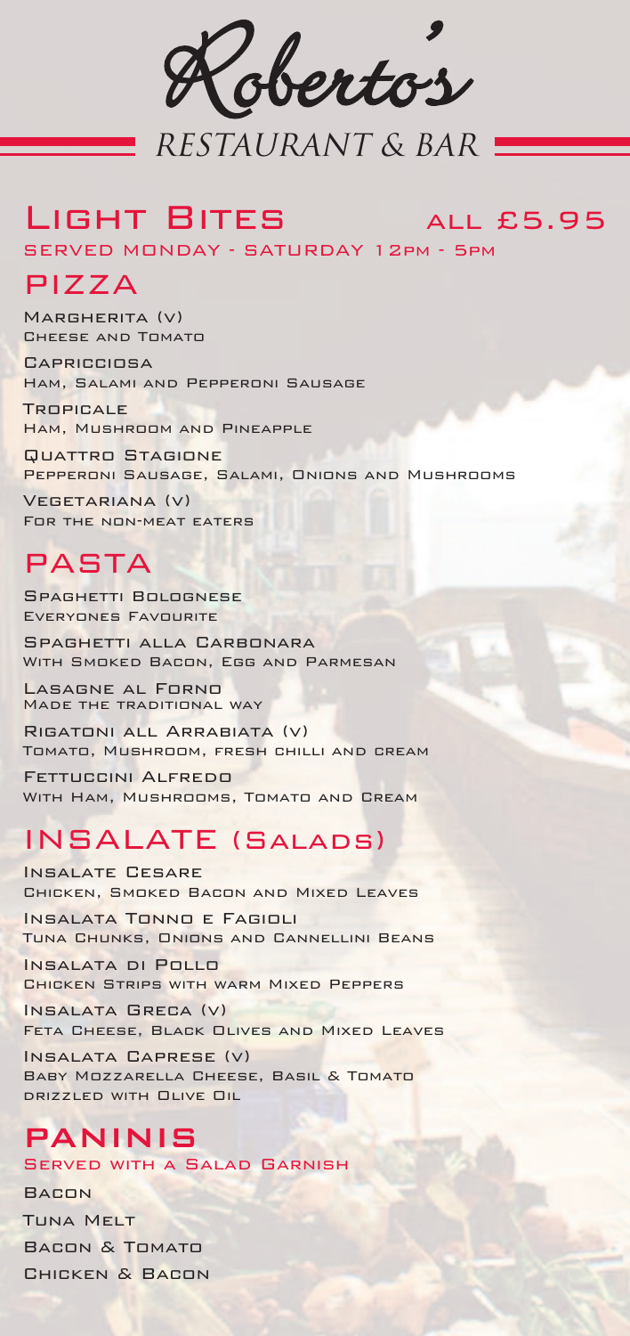# Roberto's

RESTAURANT & BAR

## Light Bites — all £5.95

Served Monday - Saturday 12pm - 5pm

### PIZZA

**Margherita (v)**
Cheese and Tomato

**Capricciosa**
Ham, Salami and Pepperoni Sausage

**Tropicale**
Ham, Mushroom and Pineapple

**Quattro Stagione**
Pepperoni Sausage, Salami, Onions and Mushrooms

**Vegetariana (v)**
For the non-meat eaters

### PASTA

**Spaghetti Bolognese**
Everyones Favourite

**Spaghetti alla Carbonara**
With Smoked Bacon, Egg and Parmesan

**Lasagne al Forno**
Made the traditional way

**Rigatoni all Arrabiata (v)**
Tomato, Mushroom, fresh chilli and cream

**Fettuccini Alfredo**
With Ham, Mushrooms, Tomato and Cream

### INSALATE (Salads)

**Insalate Cesare**
Chicken, Smoked Bacon and Mixed Leaves

**Insalata Tonno e Fagioli**
Tuna Chunks, Onions and Cannellini Beans

**Insalata di Pollo**
Chicken Strips with warm Mixed Peppers

**Insalata Greca (v)**
Feta Cheese, Black Olives and Mixed Leaves

**Insalata Caprese (v)**
Baby Mozzarella Cheese, Basil & Tomato drizzled with Olive Oil

### PANINIS

Served with a Salad Garnish

- Bacon
- Tuna Melt
- Bacon & Tomato
- Chicken & Bacon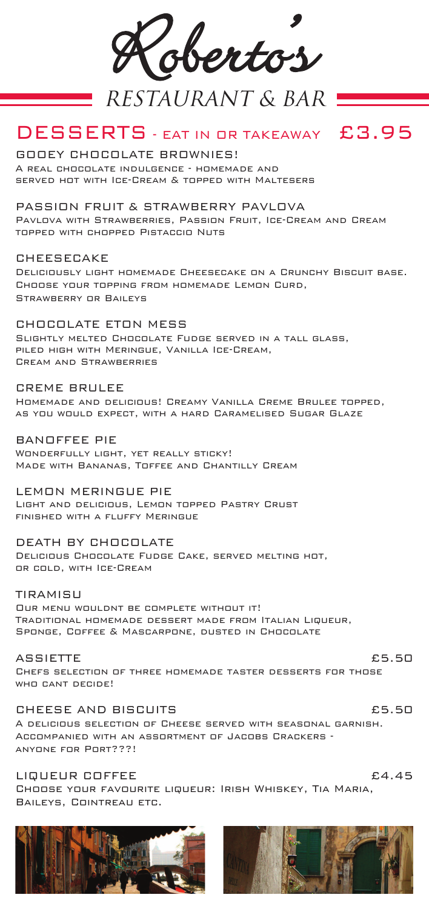# Roberto's

## RESTAURANT & BAR

## DESSERTS - EAT IN OR TAKEAWAY £3.95

### GOOEY CHOCOLATE BROWNIES!

A real chocolate indulgence - homemade and served hot with Ice-Cream & topped with Maltesers

### PASSION FRUIT & STRAWBERRY PAVLOVA

Pavlova with Strawberries, Passion Fruit, Ice-Cream and Cream topped with chopped Pistaccio Nuts

### CHEESECAKE

Deliciously light homemade Cheesecake on a Crunchy Biscuit base. Choose your topping from homemade Lemon Curd, Strawberry or Baileys

### CHOCOLATE ETON MESS

Slightly melted Chocolate Fudge served in a tall glass, piled high with Meringue, Vanilla Ice-Cream, Cream and Strawberries

### CREME BRULEE

Homemade and delicious! Creamy Vanilla Creme Brulee topped, as you would expect, with a hard Caramelised Sugar Glaze

### BANOFFEE PIE

Wonderfully light, yet really sticky! Made with Bananas, Toffee and Chantilly Cream

### LEMON MERINGUE PIE

Light and delicious, Lemon topped Pastry Crust finished with a fluffy Meringue

### DEATH BY CHOCOLATE

Delicious Chocolate Fudge Cake, served melting hot, or cold, with Ice-Cream

### TIRAMISU

Our menu wouldnt be complete without it! Traditional homemade dessert made from Italian Liqueur, Sponge, Coffee & Mascarpone, dusted in Chocolate

### ASSIETTE £5.50

Chefs selection of three homemade taster desserts for those who cant decide!

### CHEESE AND BISCUITS £5.50

A delicious selection of Cheese served with seasonal garnish. Accompanied with an assortment of Jacobs Crackers - anyone for Port???!

### LIQUEUR COFFEE £4.45

Choose your favourite liqueur: Irish Whiskey, Tia Maria, Baileys, Cointreau etc.